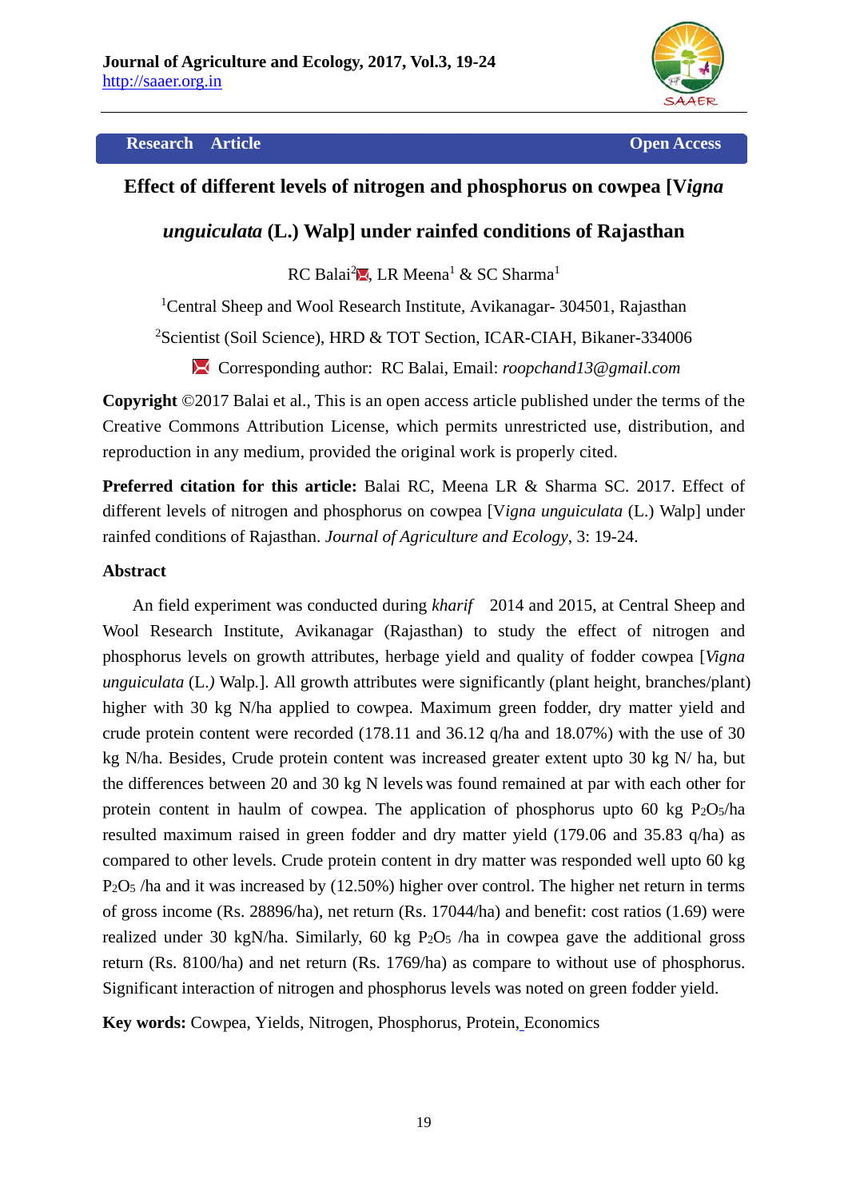Research Article | Open Access

# Effect of different levels of nitrogen and phosphorus on cowpea [V*igna unguiculata* (L.) Walp] under rainfed conditions of Rajasthan

RC Balai[2], LR Meena[1] & SC Sharma[1]

[1]Central Sheep and Wool Research Institute, Avikanagar- 304501, Rajasthan

[2]Scientist (Soil Science), HRD & TOT Section, ICAR-CIAH, Bikaner-334006

Corresponding author: RC Balai, Email: *roopchand13@gmail.com*

**Copyright** ©2017 Balai et al., This is an open access article published under the terms of the Creative Commons Attribution License, which permits unrestricted use, distribution, and reproduction in any medium, provided the original work is properly cited.

**Preferred citation for this article:** Balai RC, Meena LR & Sharma SC. 2017. Effect of different levels of nitrogen and phosphorus on cowpea [V*igna unguiculata* (L.) Walp] under rainfed conditions of Rajasthan. *Journal of Agriculture and Ecology*, 3: 19-24.

## Abstract

An field experiment was conducted during *kharif* 2014 and 2015, at Central Sheep and Wool Research Institute, Avikanagar (Rajasthan) to study the effect of nitrogen and phosphorus levels on growth attributes, herbage yield and quality of fodder cowpea [*Vigna unguiculata* (L.*)* Walp.]. All growth attributes were significantly (plant height, branches/plant) higher with 30 kg N/ha applied to cowpea. Maximum green fodder, dry matter yield and crude protein content were recorded (178.11 and 36.12 q/ha and 18.07%) with the use of 30 kg N/ha. Besides, Crude protein content was increased greater extent upto 30 kg N/ ha, but the differences between 20 and 30 kg N levels was found remained at par with each other for protein content in haulm of cowpea. The application of phosphorus upto 60 kg $P_2O_5$/ha resulted maximum raised in green fodder and dry matter yield (179.06 and 35.83 q/ha) as compared to other levels. Crude protein content in dry matter was responded well upto 60 kg $P_2O_5$ /ha and it was increased by (12.50%) higher over control. The higher net return in terms of gross income (Rs. 28896/ha), net return (Rs. 17044/ha) and benefit: cost ratios (1.69) were realized under 30 kgN/ha. Similarly, 60 kg $P_2O_5$ /ha in cowpea gave the additional gross return (Rs. 8100/ha) and net return (Rs. 1769/ha) as compare to without use of phosphorus. Significant interaction of nitrogen and phosphorus levels was noted on green fodder yield.

**Key words:** Cowpea, Yields, Nitrogen, Phosphorus, Protein, Economics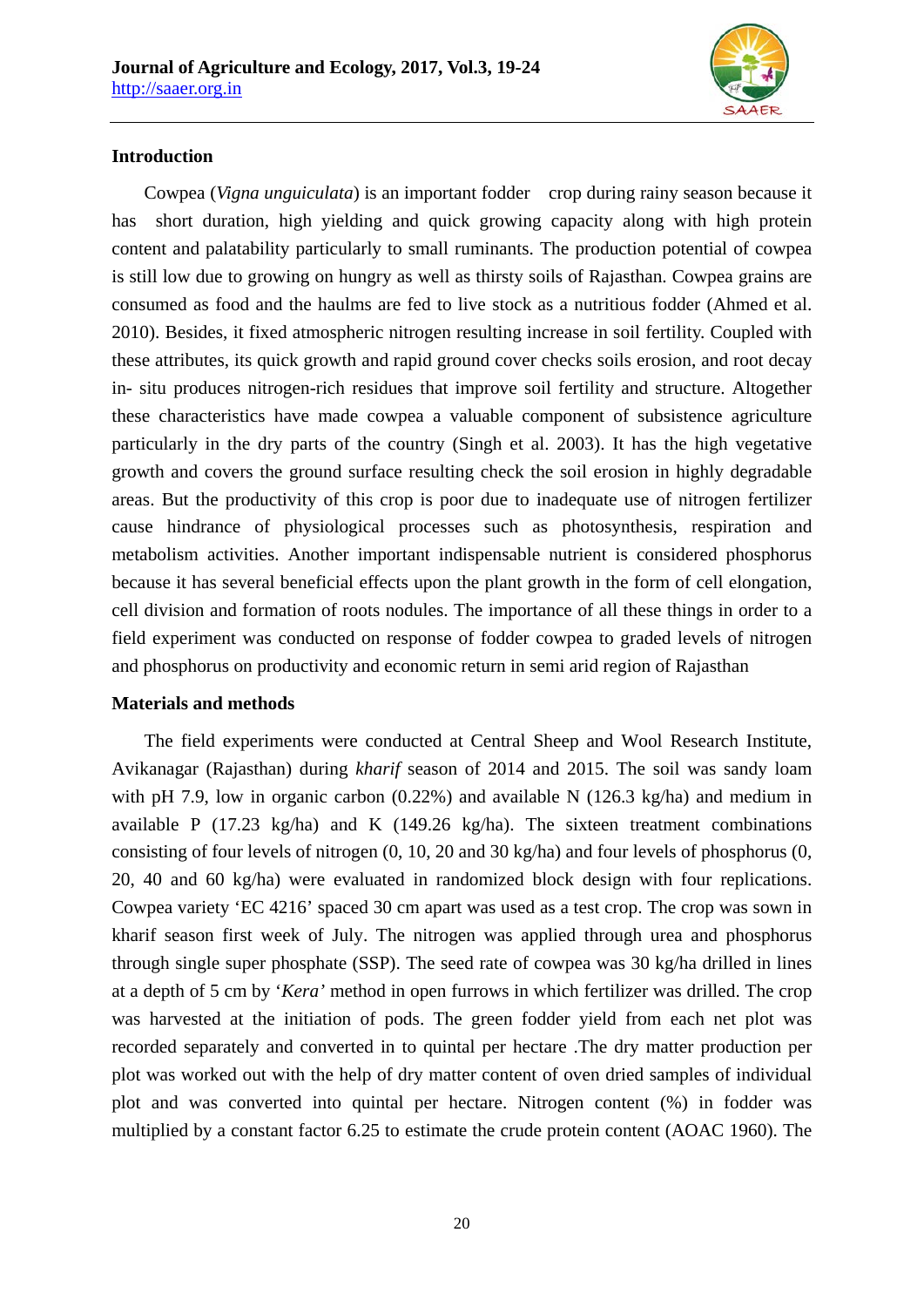## Introduction

Cowpea (*Vigna unguiculata*) is an important fodder crop during rainy season because it has short duration, high yielding and quick growing capacity along with high protein content and palatability particularly to small ruminants. The production potential of cowpea is still low due to growing on hungry as well as thirsty soils of Rajasthan. Cowpea grains are consumed as food and the haulms are fed to live stock as a nutritious fodder (Ahmed et al. 2010). Besides, it fixed atmospheric nitrogen resulting increase in soil fertility. Coupled with these attributes, its quick growth and rapid ground cover checks soils erosion, and root decay in- situ produces nitrogen-rich residues that improve soil fertility and structure. Altogether these characteristics have made cowpea a valuable component of subsistence agriculture particularly in the dry parts of the country (Singh et al. 2003). It has the high vegetative growth and covers the ground surface resulting check the soil erosion in highly degradable areas. But the productivity of this crop is poor due to inadequate use of nitrogen fertilizer cause hindrance of physiological processes such as photosynthesis, respiration and metabolism activities. Another important indispensable nutrient is considered phosphorus because it has several beneficial effects upon the plant growth in the form of cell elongation, cell division and formation of roots nodules. The importance of all these things in order to a field experiment was conducted on response of fodder cowpea to graded levels of nitrogen and phosphorus on productivity and economic return in semi arid region of Rajasthan

## Materials and methods

The field experiments were conducted at Central Sheep and Wool Research Institute, Avikanagar (Rajasthan) during *kharif* season of 2014 and 2015. The soil was sandy loam with pH 7.9, low in organic carbon (0.22%) and available N (126.3 kg/ha) and medium in available P (17.23 kg/ha) and K (149.26 kg/ha). The sixteen treatment combinations consisting of four levels of nitrogen (0, 10, 20 and 30 kg/ha) and four levels of phosphorus (0, 20, 40 and 60 kg/ha) were evaluated in randomized block design with four replications. Cowpea variety 'EC 4216' spaced 30 cm apart was used as a test crop. The crop was sown in kharif season first week of July. The nitrogen was applied through urea and phosphorus through single super phosphate (SSP). The seed rate of cowpea was 30 kg/ha drilled in lines at a depth of 5 cm by '*Kera*' method in open furrows in which fertilizer was drilled. The crop was harvested at the initiation of pods. The green fodder yield from each net plot was recorded separately and converted in to quintal per hectare .The dry matter production per plot was worked out with the help of dry matter content of oven dried samples of individual plot and was converted into quintal per hectare. Nitrogen content (%) in fodder was multiplied by a constant factor 6.25 to estimate the crude protein content (AOAC 1960). The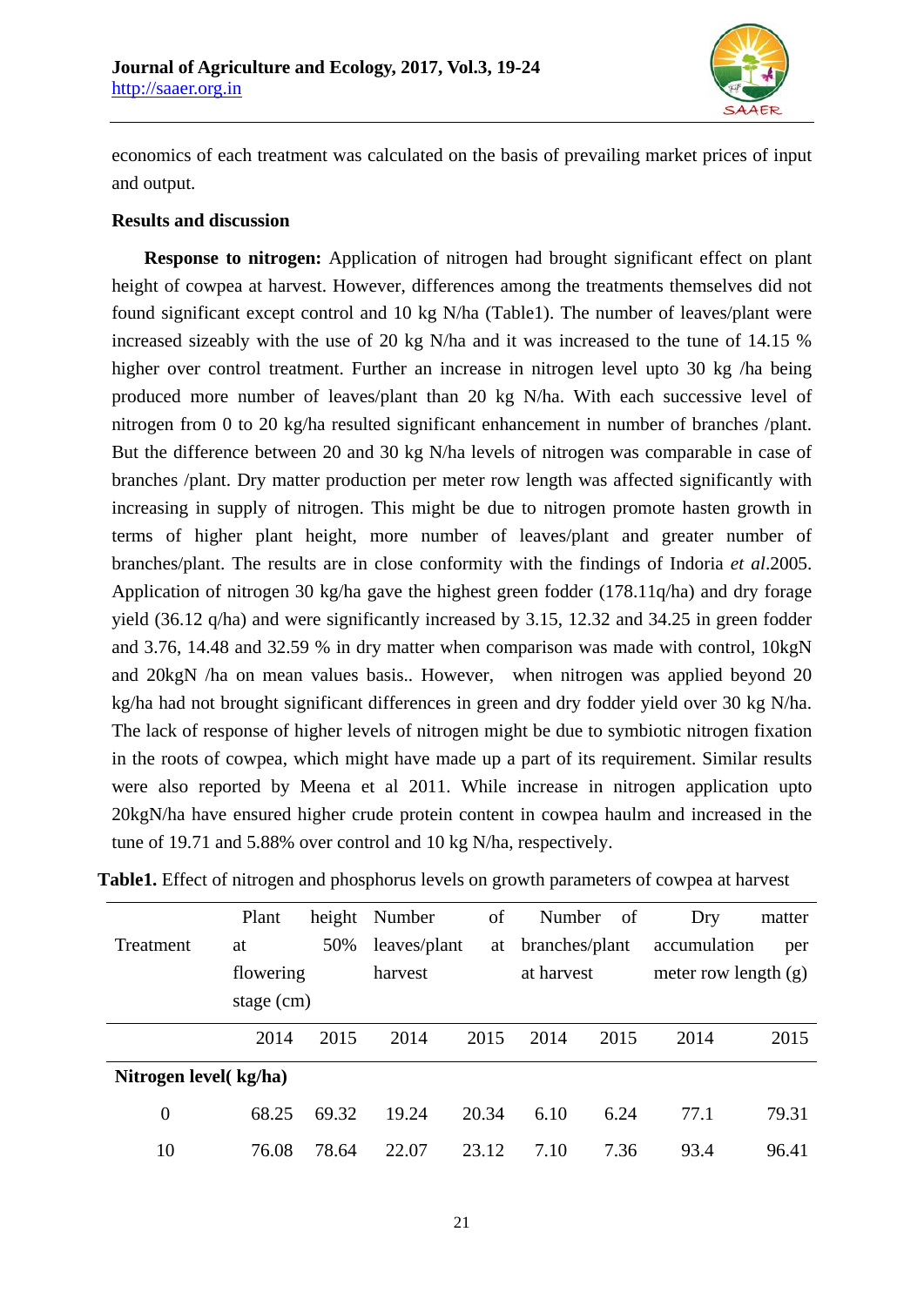economics of each treatment was calculated on the basis of prevailing market prices of input and output.

**Results and discussion**

**Response to nitrogen:** Application of nitrogen had brought significant effect on plant height of cowpea at harvest. However, differences among the treatments themselves did not found significant except control and 10 kg N/ha (Table1). The number of leaves/plant were increased sizeably with the use of 20 kg N/ha and it was increased to the tune of 14.15 % higher over control treatment. Further an increase in nitrogen level upto 30 kg /ha being produced more number of leaves/plant than 20 kg N/ha. With each successive level of nitrogen from 0 to 20 kg/ha resulted significant enhancement in number of branches /plant. But the difference between 20 and 30 kg N/ha levels of nitrogen was comparable in case of branches /plant. Dry matter production per meter row length was affected significantly with increasing in supply of nitrogen. This might be due to nitrogen promote hasten growth in terms of higher plant height, more number of leaves/plant and greater number of branches/plant. The results are in close conformity with the findings of Indoria *et al*.2005. Application of nitrogen 30 kg/ha gave the highest green fodder (178.11q/ha) and dry forage yield (36.12 q/ha) and were significantly increased by 3.15, 12.32 and 34.25 in green fodder and 3.76, 14.48 and 32.59 % in dry matter when comparison was made with control, 10kgN and 20kgN /ha on mean values basis.. However, when nitrogen was applied beyond 20 kg/ha had not brought significant differences in green and dry fodder yield over 30 kg N/ha. The lack of response of higher levels of nitrogen might be due to symbiotic nitrogen fixation in the roots of cowpea, which might have made up a part of its requirement. Similar results were also reported by Meena et al 2011. While increase in nitrogen application upto 20kgN/ha have ensured higher crude protein content in cowpea haulm and increased in the tune of 19.71 and 5.88% over control and 10 kg N/ha, respectively.

**Table1.** Effect of nitrogen and phosphorus levels on growth parameters of cowpea at harvest

| Treatment | Plant height at 50% flowering stage (cm) | | Number of leaves/plant at harvest | | Number of branches/plant at harvest | | Dry matter accumulation per meter row length (g) | |
|---|---|---|---|---|---|---|---|---|
| | 2014 | 2015 | 2014 | 2015 | 2014 | 2015 | 2014 | 2015 |
| **Nitrogen level( kg/ha)** | | | | | | | | |
| 0 | 68.25 | 69.32 | 19.24 | 20.34 | 6.10 | 6.24 | 77.1 | 79.31 |
| 10 | 76.08 | 78.64 | 22.07 | 23.12 | 7.10 | 7.36 | 93.4 | 96.41 |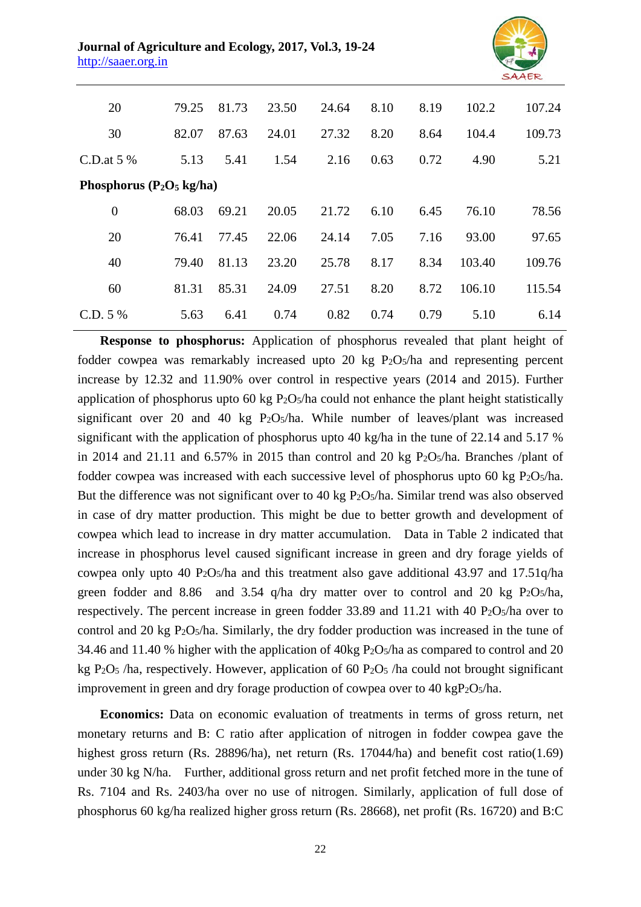| | | | | | | | | |
|---|---|---|---|---|---|---|---|---|
| 20 | 79.25 | 81.73 | 23.50 | 24.64 | 8.10 | 8.19 | 102.2 | 107.24 |
| 30 | 82.07 | 87.63 | 24.01 | 27.32 | 8.20 | 8.64 | 104.4 | 109.73 |
| C.D.at 5 % | 5.13 | 5.41 | 1.54 | 2.16 | 0.63 | 0.72 | 4.90 | 5.21 |
| **Phosphorus ($P_2O_5$ kg/ha)** | | | | | | | | |
| 0 | 68.03 | 69.21 | 20.05 | 21.72 | 6.10 | 6.45 | 76.10 | 78.56 |
| 20 | 76.41 | 77.45 | 22.06 | 24.14 | 7.05 | 7.16 | 93.00 | 97.65 |
| 40 | 79.40 | 81.13 | 23.20 | 25.78 | 8.17 | 8.34 | 103.40 | 109.76 |
| 60 | 81.31 | 85.31 | 24.09 | 27.51 | 8.20 | 8.72 | 106.10 | 115.54 |
| C.D. 5 % | 5.63 | 6.41 | 0.74 | 0.82 | 0.74 | 0.79 | 5.10 | 6.14 |

**Response to phosphorus:** Application of phosphorus revealed that plant height of fodder cowpea was remarkably increased upto 20 kg $P_2O_5$/ha and representing percent increase by 12.32 and 11.90% over control in respective years (2014 and 2015). Further application of phosphorus upto 60 kg $P_2O_5$/ha could not enhance the plant height statistically significant over 20 and 40 kg $P_2O_5$/ha. While number of leaves/plant was increased significant with the application of phosphorus upto 40 kg/ha in the tune of 22.14 and 5.17 % in 2014 and 21.11 and 6.57% in 2015 than control and 20 kg $P_2O_5$/ha. Branches /plant of fodder cowpea was increased with each successive level of phosphorus upto 60 kg $P_2O_5$/ha. But the difference was not significant over to 40 kg $P_2O_5$/ha. Similar trend was also observed in case of dry matter production. This might be due to better growth and development of cowpea which lead to increase in dry matter accumulation. Data in Table 2 indicated that increase in phosphorus level caused significant increase in green and dry forage yields of cowpea only upto 40 $P_2O_5$/ha and this treatment also gave additional 43.97 and 17.51q/ha green fodder and 8.86 and 3.54 q/ha dry matter over to control and 20 kg $P_2O_5$/ha, respectively. The percent increase in green fodder 33.89 and 11.21 with 40 $P_2O_5$/ha over to control and 20 kg $P_2O_5$/ha. Similarly, the dry fodder production was increased in the tune of 34.46 and 11.40 % higher with the application of 40kg $P_2O_5$/ha as compared to control and 20 kg $P_2O_5$ /ha, respectively. However, application of 60 $P_2O_5$ /ha could not brought significant improvement in green and dry forage production of cowpea over to 40 kg$P_2O_5$/ha.

**Economics:** Data on economic evaluation of treatments in terms of gross return, net monetary returns and B: C ratio after application of nitrogen in fodder cowpea gave the highest gross return (Rs. 28896/ha), net return (Rs. 17044/ha) and benefit cost ratio(1.69) under 30 kg N/ha. Further, additional gross return and net profit fetched more in the tune of Rs. 7104 and Rs. 2403/ha over no use of nitrogen. Similarly, application of full dose of phosphorus 60 kg/ha realized higher gross return (Rs. 28668), net profit (Rs. 16720) and B:C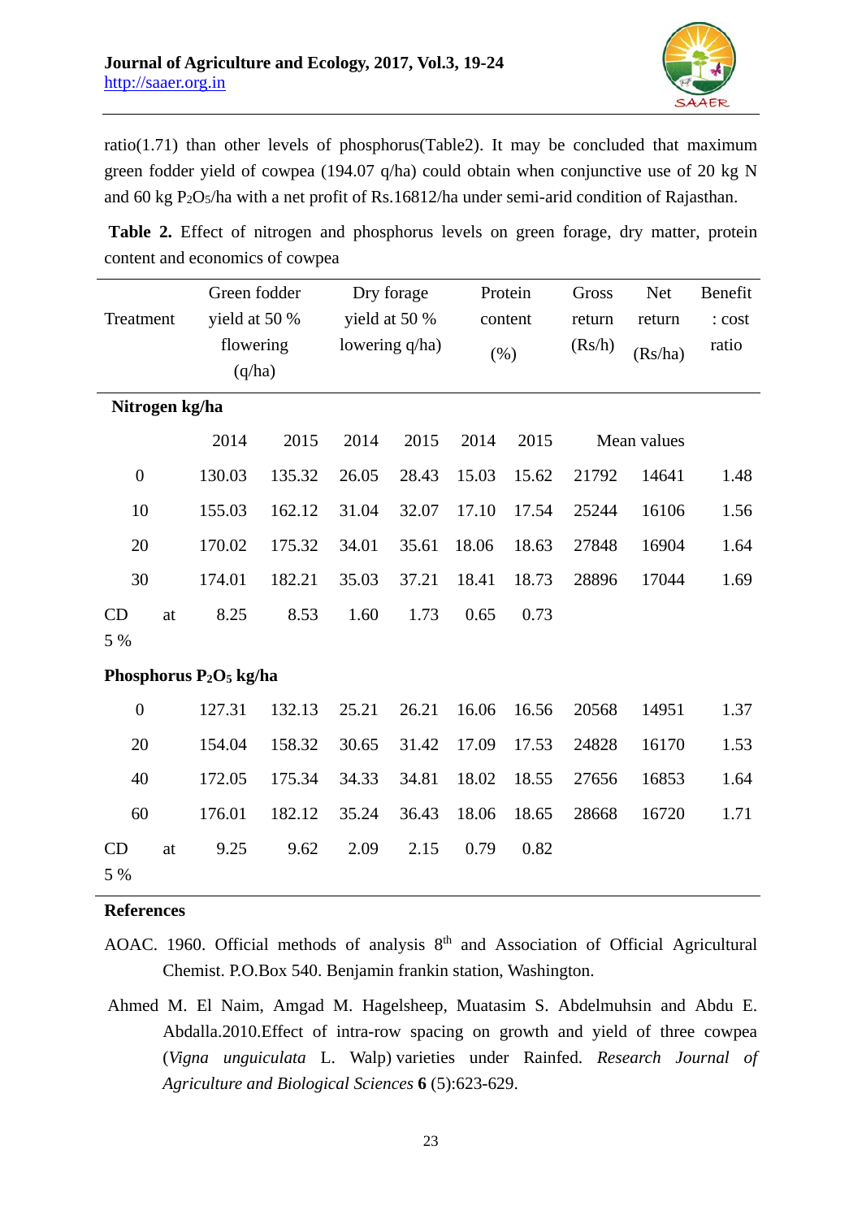ratio(1.71) than other levels of phosphorus(Table2). It may be concluded that maximum green fodder yield of cowpea (194.07 q/ha) could obtain when conjunctive use of 20 kg N and 60 kg $P_2O_5$/ha with a net profit of Rs.16812/ha under semi-arid condition of Rajasthan.

**Table 2.** Effect of nitrogen and phosphorus levels on green forage, dry matter, protein content and economics of cowpea

| Treatment | Green fodder yield at 50 % flowering (q/ha) | | Dry forage yield at 50 % lowering q/ha) | | Protein content (%) | | Gross return (Rs/h) | Net return (Rs/ha) | Benefit : cost ratio |
|---|---|---|---|---|---|---|---|---|---|
| **Nitrogen kg/ha** | | | | | | | | | |
| | 2014 | 2015 | 2014 | 2015 | 2014 | 2015 | Mean values | | |
| 0 | 130.03 | 135.32 | 26.05 | 28.43 | 15.03 | 15.62 | 21792 | 14641 | 1.48 |
| 10 | 155.03 | 162.12 | 31.04 | 32.07 | 17.10 | 17.54 | 25244 | 16106 | 1.56 |
| 20 | 170.02 | 175.32 | 34.01 | 35.61 | 18.06 | 18.63 | 27848 | 16904 | 1.64 |
| 30 | 174.01 | 182.21 | 35.03 | 37.21 | 18.41 | 18.73 | 28896 | 17044 | 1.69 |
| CD at 5 % | 8.25 | 8.53 | 1.60 | 1.73 | 0.65 | 0.73 | | | |
| **Phosphorus $P_2O_5$ kg/ha** | | | | | | | | | |
| 0 | 127.31 | 132.13 | 25.21 | 26.21 | 16.06 | 16.56 | 20568 | 14951 | 1.37 |
| 20 | 154.04 | 158.32 | 30.65 | 31.42 | 17.09 | 17.53 | 24828 | 16170 | 1.53 |
| 40 | 172.05 | 175.34 | 34.33 | 34.81 | 18.02 | 18.55 | 27656 | 16853 | 1.64 |
| 60 | 176.01 | 182.12 | 35.24 | 36.43 | 18.06 | 18.65 | 28668 | 16720 | 1.71 |
| CD at 5 % | 9.25 | 9.62 | 2.09 | 2.15 | 0.79 | 0.82 | | | |

## References

AOAC. 1960. Official methods of analysis 8th and Association of Official Agricultural Chemist. P.O.Box 540. Benjamin frankin station, Washington.

Ahmed M. El Naim, Amgad M. Hagelsheep, Muatasim S. Abdelmuhsin and Abdu E. Abdalla.2010.Effect of intra-row spacing on growth and yield of three cowpea (*Vigna unguiculata* L. Walp) varieties under Rainfed. *Research Journal of Agriculture and Biological Sciences* **6** (5):623-629.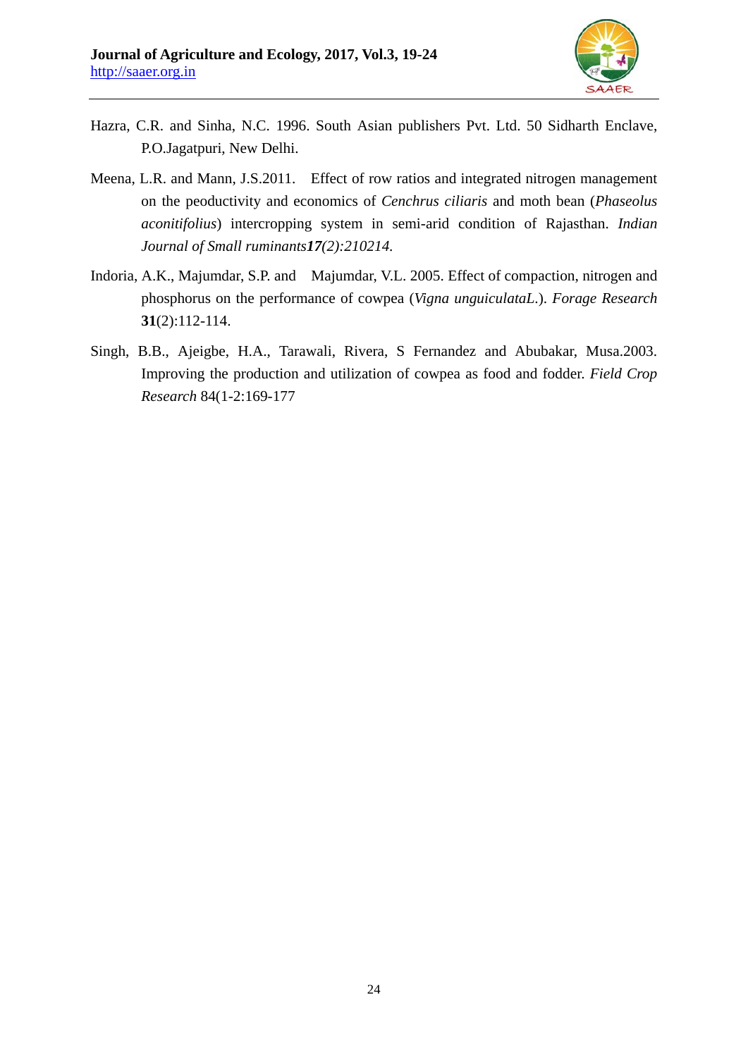Hazra, C.R. and Sinha, N.C. 1996. South Asian publishers Pvt. Ltd. 50 Sidharth Enclave, P.O.Jagatpuri, New Delhi.

Meena, L.R. and Mann, J.S.2011. Effect of row ratios and integrated nitrogen management on the peoductivity and economics of *Cenchrus ciliaris* and moth bean (*Phaseolus aconitifolius*) intercropping system in semi-arid condition of Rajasthan. *Indian Journal of Small ruminants**17**(2):210214.*

Indoria, A.K., Majumdar, S.P. and Majumdar, V.L. 2005. Effect of compaction, nitrogen and phosphorus on the performance of cowpea (*Vigna unguiculataL*.). *Forage Research* **31**(2):112-114.

Singh, B.B., Ajeigbe, H.A., Tarawali, Rivera, S Fernandez and Abubakar, Musa.2003. Improving the production and utilization of cowpea as food and fodder. *Field Crop Research* 84(1-2:169-177